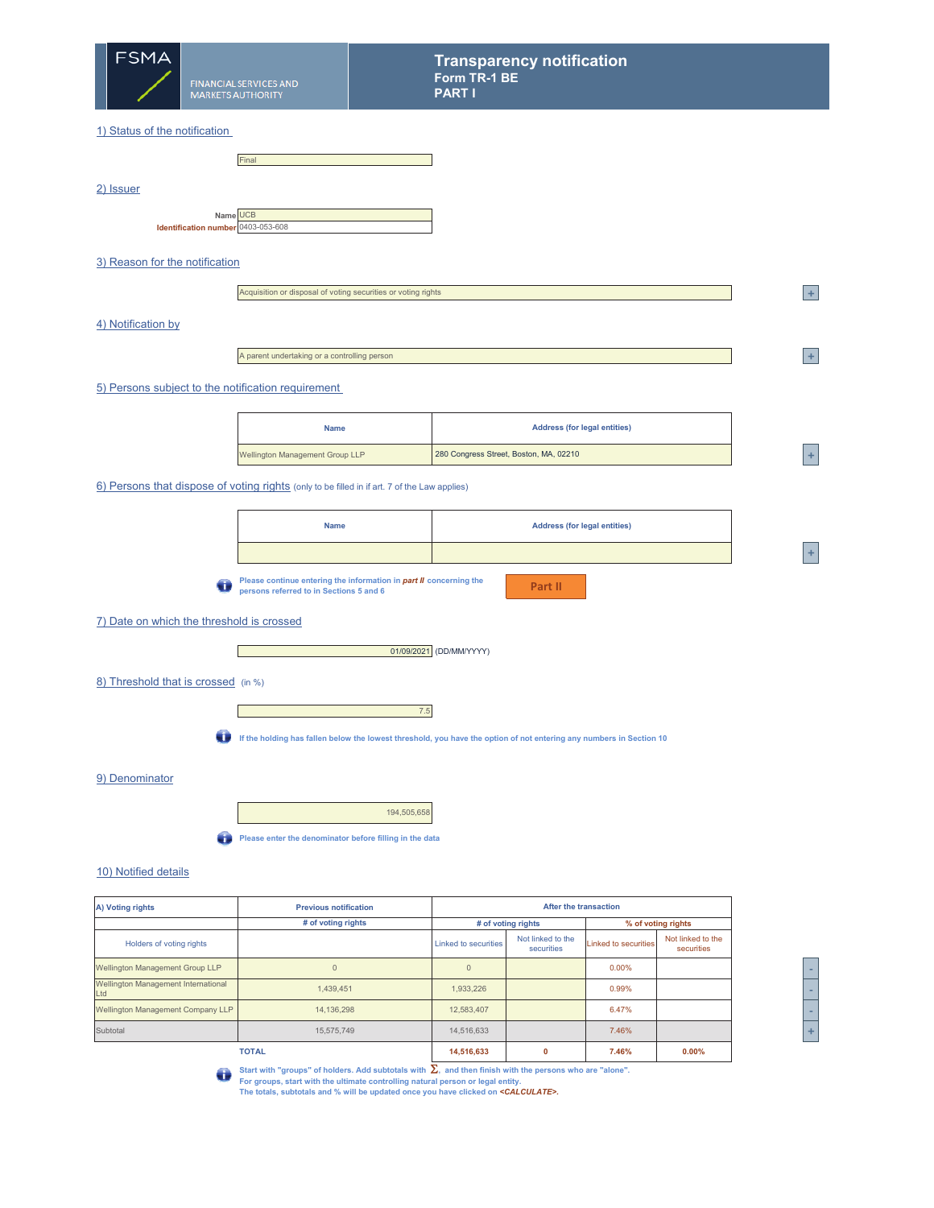# Transparency notification
## Form TR-1 BE
## PART I

FSMA — FINANCIAL SERVICES AND MARKETS AUTHORITY

### 1) Status of the notification

Final

### 2) Issuer

Name: UCB

Identification number: 0403-053-608

### 3) Reason for the notification

Acquisition or disposal of voting securities or voting rights

### 4) Notification by

A parent undertaking or a controlling person

### 5) Persons subject to the notification requirement

| Name | Address (for legal entities) |
|---|---|
| Wellington Management Group LLP | 280 Congress Street, Boston, MA, 02210 |

### 6) Persons that dispose of voting rights (only to be filled in if art. 7 of the Law applies)

| Name | Address (for legal entities) |
|---|---|
| | |

Please continue entering the information in *part II* concerning the persons referred to in Sections 5 and 6

Part II

### 7) Date on which the threshold is crossed

01/09/2021 (DD/MM/YYYY)

### 8) Threshold that is crossed (in %)

7.5

If the holding has fallen below the lowest threshold, you have the option of not entering any numbers in Section 10

### 9) Denominator

194,505,658

Please enter the denominator before filling in the data

### 10) Notified details

| A) Voting rights | Previous notification | After the transaction | | | |
|---|---|---|---|---|---|
| | # of voting rights | # of voting rights | | % of voting rights | |
| Holders of voting rights | | Linked to securities | Not linked to the securities | Linked to securities | Not linked to the securities |
| Wellington Management Group LLP | 0 | 0 | | 0.00% | |
| Wellington Management International Ltd | 1,439,451 | 1,933,226 | | 0.99% | |
| Wellington Management Company LLP | 14,136,298 | 12,583,407 | | 6.47% | |
| Subtotal | 15,575,749 | 14,516,633 | | 7.46% | |
| TOTAL | | 14,516,633 | 0 | 7.46% | 0.00% |

Start with "groups" of holders. Add subtotals with Σ, and then finish with the persons who are "alone".
For groups, start with the ultimate controlling natural person or legal entity.
The totals, subtotals and % will be updated once you have clicked on *<CALCULATE>*.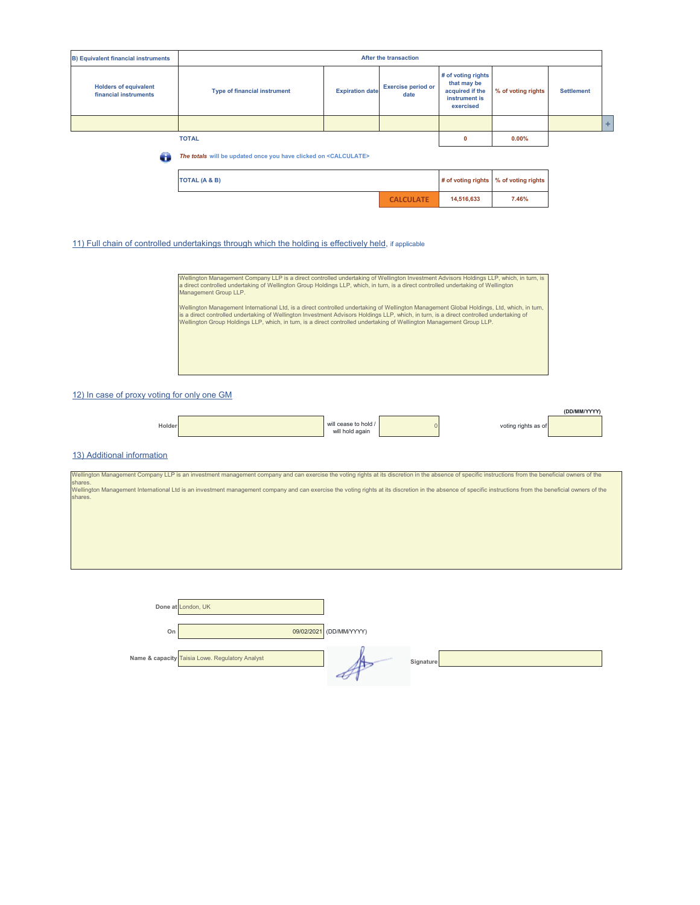| B) Equivalent financial instruments | After the transaction | | | | | |
|---|---|---|---|---|---|---|
| Holders of equivalent financial instruments | Type of financial instrument | Expiration date | Exercise period or date | # of voting rights that may be acquired if the instrument is exercised | % of voting rights | Settlement |
| | | | | | | |
| | TOTAL | | | 0 | 0.00% | |

*The totals* will be updated once you have clicked on <CALCULATE>

| TOTAL (A & B) | # of voting rights | % of voting rights |
|---|---|---|
| CALCULATE | 14,516,633 | 7.46% |

## 11) Full chain of controlled undertakings through which the holding is effectively held, if applicable

Wellington Management Company LLP is a direct controlled undertaking of Wellington Investment Advisors Holdings LLP, which, in turn, is a direct controlled undertaking of Wellington Group Holdings LLP, which, in turn, is a direct controlled undertaking of Wellington Management Group LLP.

Wellington Management International Ltd, is a direct controlled undertaking of Wellington Management Global Holdings, Ltd, which, in turn, is a direct controlled undertaking of Wellington Investment Advisors Holdings LLP, which, in turn, is a direct controlled undertaking of Wellington Group Holdings LLP, which, in turn, is a direct controlled undertaking of Wellington Management Group LLP.

## 12) In case of proxy voting for only one GM

Holder: ______ will cease to hold / will hold again: 0 voting rights as of (DD/MM/YYYY): ______

## 13) Additional information

Wellington Management Company LLP is an investment management company and can exercise the voting rights at its discretion in the absence of specific instructions from the beneficial owners of the shares.
Wellington Management International Ltd is an investment management company and can exercise the voting rights at its discretion in the absence of specific instructions from the beneficial owners of the shares.

Done at: London, UK

On: 09/02/2021 (DD/MM/YYYY)

Name & capacity: Taisia Lowe. Regulatory Analyst

Signature: